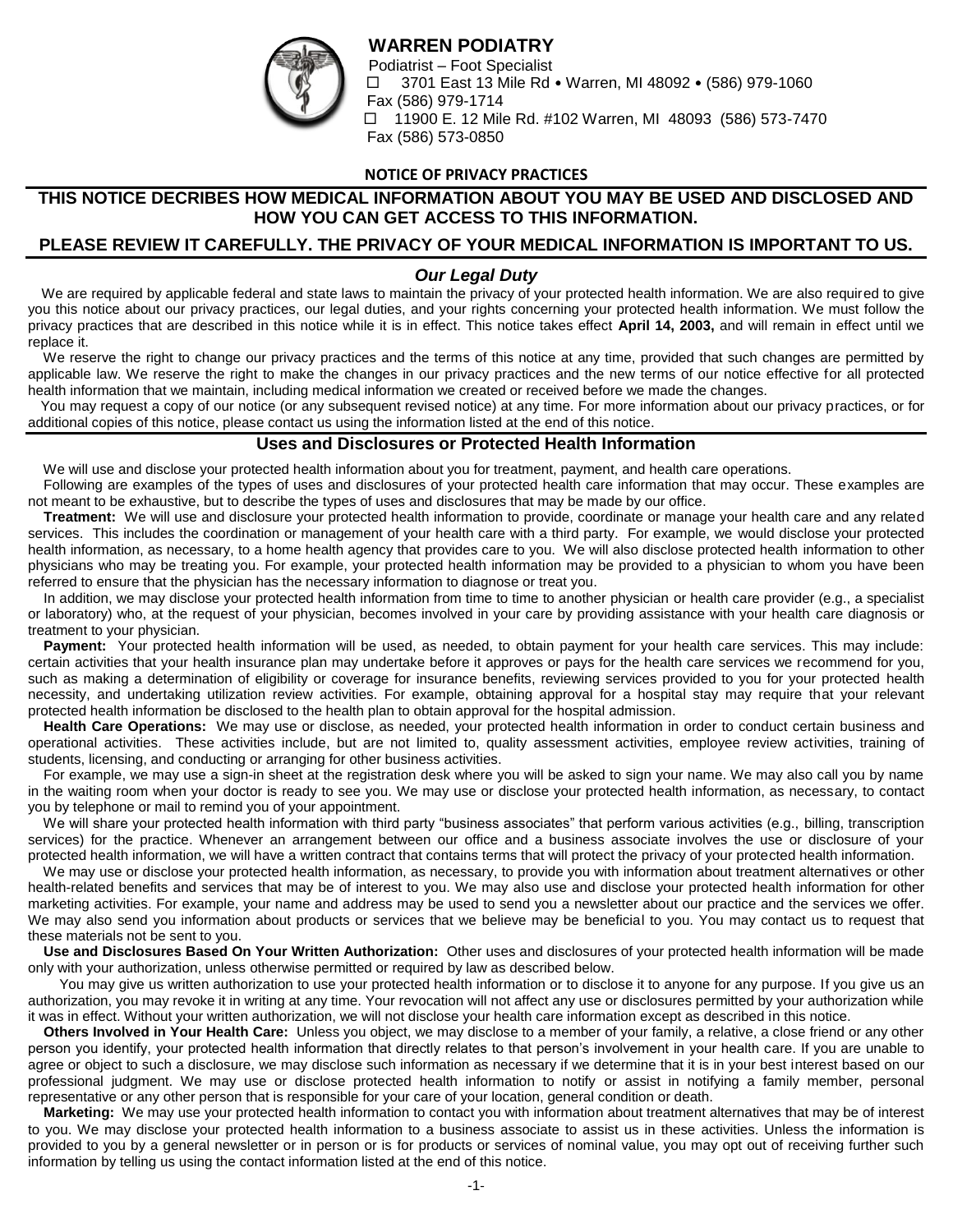# WARREN PODIATRY

Podiatrist – Foot Specialist

☐ 3701 East 13 Mile Rd • Warren, MI 48092 • (586) 979-1060
Fax (586) 979-1714

☐ 11900 E. 12 Mile Rd. #102 Warren, MI 48093 (586) 573-7470
Fax (586) 573-0850

**NOTICE OF PRIVACY PRACTICES**

## THIS NOTICE DECRIBES HOW MEDICAL INFORMATION ABOUT YOU MAY BE USED AND DISCLOSED AND HOW YOU CAN GET ACCESS TO THIS INFORMATION.

## PLEASE REVIEW IT CAREFULLY. THE PRIVACY OF YOUR MEDICAL INFORMATION IS IMPORTANT TO US.

### *Our Legal Duty*

We are required by applicable federal and state laws to maintain the privacy of your protected health information. We are also required to give you this notice about our privacy practices, our legal duties, and your rights concerning your protected health information. We must follow the privacy practices that are described in this notice while it is in effect. This notice takes effect **April 14, 2003,** and will remain in effect until we replace it.

We reserve the right to change our privacy practices and the terms of this notice at any time, provided that such changes are permitted by applicable law. We reserve the right to make the changes in our privacy practices and the new terms of our notice effective for all protected health information that we maintain, including medical information we created or received before we made the changes.

You may request a copy of our notice (or any subsequent revised notice) at any time. For more information about our privacy practices, or for additional copies of this notice, please contact us using the information listed at the end of this notice.

### Uses and Disclosures or Protected Health Information

We will use and disclose your protected health information about you for treatment, payment, and health care operations.

Following are examples of the types of uses and disclosures of your protected health care information that may occur. These examples are not meant to be exhaustive, but to describe the types of uses and disclosures that may be made by our office.

**Treatment:** We will use and disclosure your protected health information to provide, coordinate or manage your health care and any related services. This includes the coordination or management of your health care with a third party. For example, we would disclose your protected health information, as necessary, to a home health agency that provides care to you. We will also disclose protected health information to other physicians who may be treating you. For example, your protected health information may be provided to a physician to whom you have been referred to ensure that the physician has the necessary information to diagnose or treat you.

In addition, we may disclose your protected health information from time to time to another physician or health care provider (e.g., a specialist or laboratory) who, at the request of your physician, becomes involved in your care by providing assistance with your health care diagnosis or treatment to your physician.

**Payment:** Your protected health information will be used, as needed, to obtain payment for your health care services. This may include: certain activities that your health insurance plan may undertake before it approves or pays for the health care services we recommend for you, such as making a determination of eligibility or coverage for insurance benefits, reviewing services provided to you for your protected health necessity, and undertaking utilization review activities. For example, obtaining approval for a hospital stay may require that your relevant protected health information be disclosed to the health plan to obtain approval for the hospital admission.

**Health Care Operations:** We may use or disclose, as needed, your protected health information in order to conduct certain business and operational activities. These activities include, but are not limited to, quality assessment activities, employee review activities, training of students, licensing, and conducting or arranging for other business activities.

For example, we may use a sign-in sheet at the registration desk where you will be asked to sign your name. We may also call you by name in the waiting room when your doctor is ready to see you. We may use or disclose your protected health information, as necessary, to contact you by telephone or mail to remind you of your appointment.

We will share your protected health information with third party "business associates" that perform various activities (e.g., billing, transcription services) for the practice. Whenever an arrangement between our office and a business associate involves the use or disclosure of your protected health information, we will have a written contract that contains terms that will protect the privacy of your protected health information.

We may use or disclose your protected health information, as necessary, to provide you with information about treatment alternatives or other health-related benefits and services that may be of interest to you. We may also use and disclose your protected health information for other marketing activities. For example, your name and address may be used to send you a newsletter about our practice and the services we offer. We may also send you information about products or services that we believe may be beneficial to you. You may contact us to request that these materials not be sent to you.

**Use and Disclosures Based On Your Written Authorization:** Other uses and disclosures of your protected health information will be made only with your authorization, unless otherwise permitted or required by law as described below.

You may give us written authorization to use your protected health information or to disclose it to anyone for any purpose. If you give us an authorization, you may revoke it in writing at any time. Your revocation will not affect any use or disclosures permitted by your authorization while it was in effect. Without your written authorization, we will not disclose your health care information except as described in this notice.

**Others Involved in Your Health Care:** Unless you object, we may disclose to a member of your family, a relative, a close friend or any other person you identify, your protected health information that directly relates to that person's involvement in your health care. If you are unable to agree or object to such a disclosure, we may disclose such information as necessary if we determine that it is in your best interest based on our professional judgment. We may use or disclose protected health information to notify or assist in notifying a family member, personal representative or any other person that is responsible for your care of your location, general condition or death.

**Marketing:** We may use your protected health information to contact you with information about treatment alternatives that may be of interest to you. We may disclose your protected health information to a business associate to assist us in these activities. Unless the information is provided to you by a general newsletter or in person or is for products or services of nominal value, you may opt out of receiving further such information by telling us using the contact information listed at the end of this notice.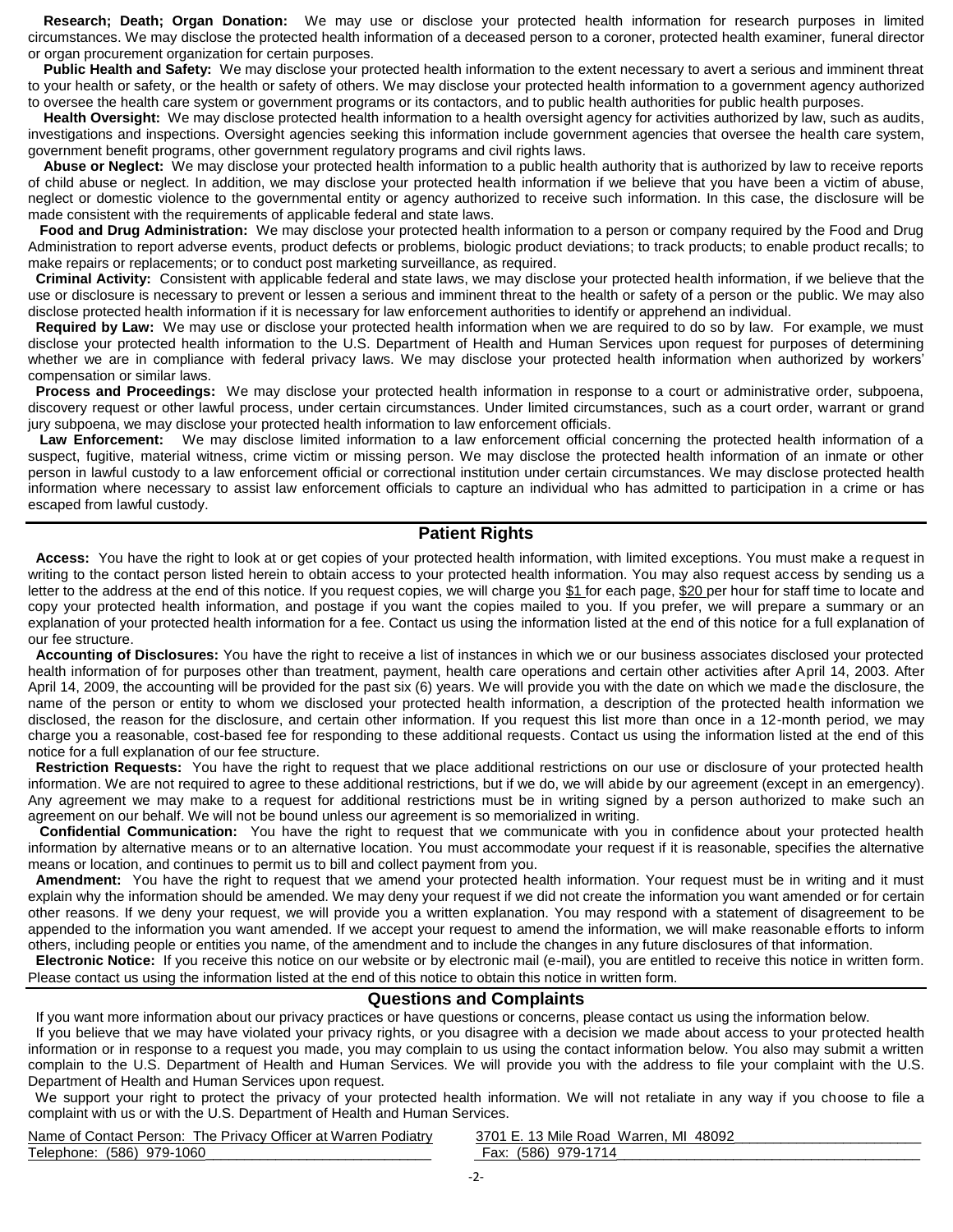**Research; Death; Organ Donation:** We may use or disclose your protected health information for research purposes in limited circumstances. We may disclose the protected health information of a deceased person to a coroner, protected health examiner, funeral director or organ procurement organization for certain purposes.

**Public Health and Safety:** We may disclose your protected health information to the extent necessary to avert a serious and imminent threat to your health or safety, or the health or safety of others. We may disclose your protected health information to a government agency authorized to oversee the health care system or government programs or its contactors, and to public health authorities for public health purposes.

**Health Oversight:** We may disclose protected health information to a health oversight agency for activities authorized by law, such as audits, investigations and inspections. Oversight agencies seeking this information include government agencies that oversee the health care system, government benefit programs, other government regulatory programs and civil rights laws.

**Abuse or Neglect:** We may disclose your protected health information to a public health authority that is authorized by law to receive reports of child abuse or neglect. In addition, we may disclose your protected health information if we believe that you have been a victim of abuse, neglect or domestic violence to the governmental entity or agency authorized to receive such information. In this case, the disclosure will be made consistent with the requirements of applicable federal and state laws.

**Food and Drug Administration:** We may disclose your protected health information to a person or company required by the Food and Drug Administration to report adverse events, product defects or problems, biologic product deviations; to track products; to enable product recalls; to make repairs or replacements; or to conduct post marketing surveillance, as required.

**Criminal Activity:** Consistent with applicable federal and state laws, we may disclose your protected health information, if we believe that the use or disclosure is necessary to prevent or lessen a serious and imminent threat to the health or safety of a person or the public. We may also disclose protected health information if it is necessary for law enforcement authorities to identify or apprehend an individual.

**Required by Law:** We may use or disclose your protected health information when we are required to do so by law. For example, we must disclose your protected health information to the U.S. Department of Health and Human Services upon request for purposes of determining whether we are in compliance with federal privacy laws. We may disclose your protected health information when authorized by workers' compensation or similar laws.

**Process and Proceedings:** We may disclose your protected health information in response to a court or administrative order, subpoena, discovery request or other lawful process, under certain circumstances. Under limited circumstances, such as a court order, warrant or grand jury subpoena, we may disclose your protected health information to law enforcement officials.

**Law Enforcement:** We may disclose limited information to a law enforcement official concerning the protected health information of a suspect, fugitive, material witness, crime victim or missing person. We may disclose the protected health information of an inmate or other person in lawful custody to a law enforcement official or correctional institution under certain circumstances. We may disclose protected health information where necessary to assist law enforcement officials to capture an individual who has admitted to participation in a crime or has escaped from lawful custody.

## Patient Rights

**Access:** You have the right to look at or get copies of your protected health information, with limited exceptions. You must make a request in writing to the contact person listed herein to obtain access to your protected health information. You may also request access by sending us a letter to the address at the end of this notice. If you request copies, we will charge you $1 for each page, $20 per hour for staff time to locate and copy your protected health information, and postage if you want the copies mailed to you. If you prefer, we will prepare a summary or an explanation of your protected health information for a fee. Contact us using the information listed at the end of this notice for a full explanation of our fee structure.

**Accounting of Disclosures:** You have the right to receive a list of instances in which we or our business associates disclosed your protected health information of for purposes other than treatment, payment, health care operations and certain other activities after April 14, 2003. After April 14, 2009, the accounting will be provided for the past six (6) years. We will provide you with the date on which we made the disclosure, the name of the person or entity to whom we disclosed your protected health information, a description of the protected health information we disclosed, the reason for the disclosure, and certain other information. If you request this list more than once in a 12-month period, we may charge you a reasonable, cost-based fee for responding to these additional requests. Contact us using the information listed at the end of this notice for a full explanation of our fee structure.

**Restriction Requests:** You have the right to request that we place additional restrictions on our use or disclosure of your protected health information. We are not required to agree to these additional restrictions, but if we do, we will abide by our agreement (except in an emergency). Any agreement we may make to a request for additional restrictions must be in writing signed by a person authorized to make such an agreement on our behalf. We will not be bound unless our agreement is so memorialized in writing.

**Confidential Communication:** You have the right to request that we communicate with you in confidence about your protected health information by alternative means or to an alternative location. You must accommodate your request if it is reasonable, specifies the alternative means or location, and continues to permit us to bill and collect payment from you.

**Amendment:** You have the right to request that we amend your protected health information. Your request must be in writing and it must explain why the information should be amended. We may deny your request if we did not create the information you want amended or for certain other reasons. If we deny your request, we will provide you a written explanation. You may respond with a statement of disagreement to be appended to the information you want amended. If we accept your request to amend the information, we will make reasonable efforts to inform others, including people or entities you name, of the amendment and to include the changes in any future disclosures of that information.

**Electronic Notice:** If you receive this notice on our website or by electronic mail (e-mail), you are entitled to receive this notice in written form. Please contact us using the information listed at the end of this notice to obtain this notice in written form.

## Questions and Complaints

If you want more information about our privacy practices or have questions or concerns, please contact us using the information below.

If you believe that we may have violated your privacy rights, or you disagree with a decision we made about access to your protected health information or in response to a request you made, you may complain to us using the contact information below. You also may submit a written complain to the U.S. Department of Health and Human Services. We will provide you with the address to file your complaint with the U.S. Department of Health and Human Services upon request.

We support your right to protect the privacy of your protected health information. We will not retaliate in any way if you choose to file a complaint with us or with the U.S. Department of Health and Human Services.

Name of Contact Person: The Privacy Officer at Warren Podiatry
3701 E. 13 Mile Road Warren, MI 48092
Telephone: (586) 979-1060
Fax: (586) 979-1714